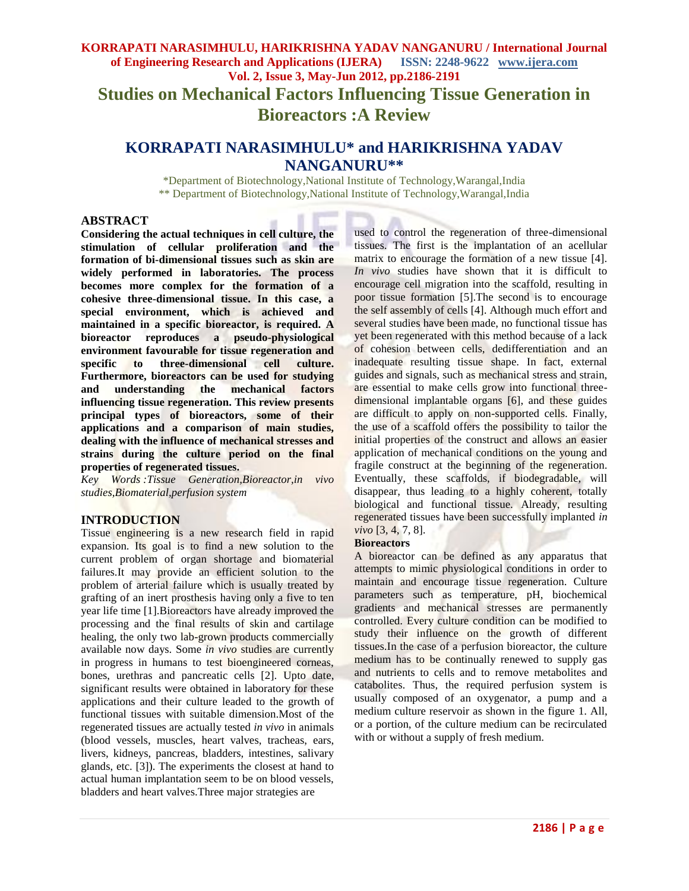# Studies on Mechanical Factors Influencing Tissue Generation in Bioreactors :A Review

## KORRAPATI NARASIMHULU* and HARIKRISHNA YADAV NANGANURU**

*Department of Biotechnology,National Institute of Technology,Warangal,India
** Department of Biotechnology,National Institute of Technology,Warangal,India

## ABSTRACT

**Considering the actual techniques in cell culture, the stimulation of cellular proliferation and the formation of bi-dimensional tissues such as skin are widely performed in laboratories. The process becomes more complex for the formation of a cohesive three-dimensional tissue. In this case, a special environment, which is achieved and maintained in a specific bioreactor, is required. A bioreactor reproduces a pseudo-physiological environment favourable for tissue regeneration and specific to three-dimensional cell culture. Furthermore, bioreactors can be used for studying and understanding the mechanical factors influencing tissue regeneration. This review presents principal types of bioreactors, some of their applications and a comparison of main studies, dealing with the influence of mechanical stresses and strains during the culture period on the final properties of regenerated tissues.**

*Key Words :Tissue Generation,Bioreactor,in vivo studies,Biomaterial,perfusion system*

## INTRODUCTION

Tissue engineering is a new research field in rapid expansion. Its goal is to find a new solution to the current problem of organ shortage and biomaterial failures.It may provide an efficient solution to the problem of arterial failure which is usually treated by grafting of an inert prosthesis having only a five to ten year life time [1].Bioreactors have already improved the processing and the final results of skin and cartilage healing, the only two lab-grown products commercially available now days. Some *in vivo* studies are currently in progress in humans to test bioengineered corneas, bones, urethras and pancreatic cells [2]. Upto date, significant results were obtained in laboratory for these applications and their culture leaded to the growth of functional tissues with suitable dimension.Most of the regenerated tissues are actually tested *in vivo* in animals (blood vessels, muscles, heart valves, tracheas, ears, livers, kidneys, pancreas, bladders, intestines, salivary glands, etc. [3]). The experiments the closest at hand to actual human implantation seem to be on blood vessels, bladders and heart valves.Three major strategies are used to control the regeneration of three-dimensional tissues. The first is the implantation of an acellular matrix to encourage the formation of a new tissue [4]. *In vivo* studies have shown that it is difficult to encourage cell migration into the scaffold, resulting in poor tissue formation [5].The second is to encourage the self assembly of cells [4]. Although much effort and several studies have been made, no functional tissue has yet been regenerated with this method because of a lack of cohesion between cells, dedifferentiation and an inadequate resulting tissue shape. In fact, external guides and signals, such as mechanical stress and strain, are essential to make cells grow into functional three-dimensional implantable organs [6], and these guides are difficult to apply on non-supported cells. Finally, the use of a scaffold offers the possibility to tailor the initial properties of the construct and allows an easier application of mechanical conditions on the young and fragile construct at the beginning of the regeneration. Eventually, these scaffolds, if biodegradable, will disappear, thus leading to a highly coherent, totally biological and functional tissue. Already, resulting regenerated tissues have been successfully implanted *in vivo* [3, 4, 7, 8].

### Bioreactors

A bioreactor can be defined as any apparatus that attempts to mimic physiological conditions in order to maintain and encourage tissue regeneration. Culture parameters such as temperature, pH, biochemical gradients and mechanical stresses are permanently controlled. Every culture condition can be modified to study their influence on the growth of different tissues.In the case of a perfusion bioreactor, the culture medium has to be continually renewed to supply gas and nutrients to cells and to remove metabolites and catabolites. Thus, the required perfusion system is usually composed of an oxygenator, a pump and a medium culture reservoir as shown in the figure 1. All, or a portion, of the culture medium can be recirculated with or without a supply of fresh medium.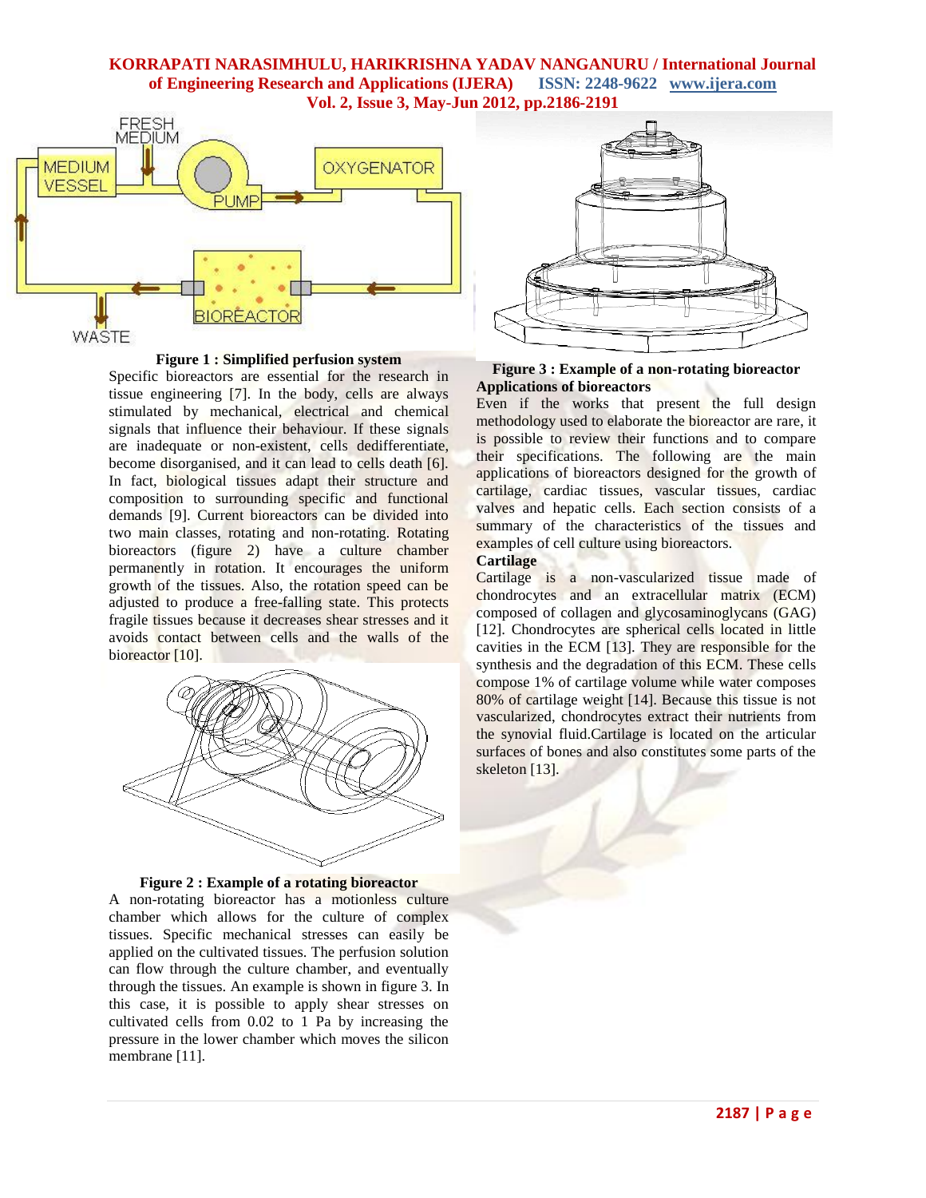Figure 1 : Simplified perfusion system

Specific bioreactors are essential for the research in tissue engineering [7]. In the body, cells are always stimulated by mechanical, electrical and chemical signals that influence their behaviour. If these signals are inadequate or non-existent, cells dedifferentiate, become disorganised, and it can lead to cells death [6]. In fact, biological tissues adapt their structure and composition to surrounding specific and functional demands [9]. Current bioreactors can be divided into two main classes, rotating and non-rotating. Rotating bioreactors (figure 2) have a culture chamber permanently in rotation. It encourages the uniform growth of the tissues. Also, the rotation speed can be adjusted to produce a free-falling state. This protects fragile tissues because it decreases shear stresses and it avoids contact between cells and the walls of the bioreactor [10].

Figure 2 : Example of a rotating bioreactor

A non-rotating bioreactor has a motionless culture chamber which allows for the culture of complex tissues. Specific mechanical stresses can easily be applied on the cultivated tissues. The perfusion solution can flow through the culture chamber, and eventually through the tissues. An example is shown in figure 3. In this case, it is possible to apply shear stresses on cultivated cells from 0.02 to 1 Pa by increasing the pressure in the lower chamber which moves the silicon membrane [11].

Figure 3 : Example of a non-rotating bioreactor

**Applications of bioreactors**

Even if the works that present the full design methodology used to elaborate the bioreactor are rare, it is possible to review their functions and to compare their specifications. The following are the main applications of bioreactors designed for the growth of cartilage, cardiac tissues, vascular tissues, cardiac valves and hepatic cells. Each section consists of a summary of the characteristics of the tissues and examples of cell culture using bioreactors.

**Cartilage**

Cartilage is a non-vascularized tissue made of chondrocytes and an extracellular matrix (ECM) composed of collagen and glycosaminoglycans (GAG) [12]. Chondrocytes are spherical cells located in little cavities in the ECM [13]. They are responsible for the synthesis and the degradation of this ECM. These cells compose 1% of cartilage volume while water composes 80% of cartilage weight [14]. Because this tissue is not vascularized, chondrocytes extract their nutrients from the synovial fluid.Cartilage is located on the articular surfaces of bones and also constitutes some parts of the skeleton [13].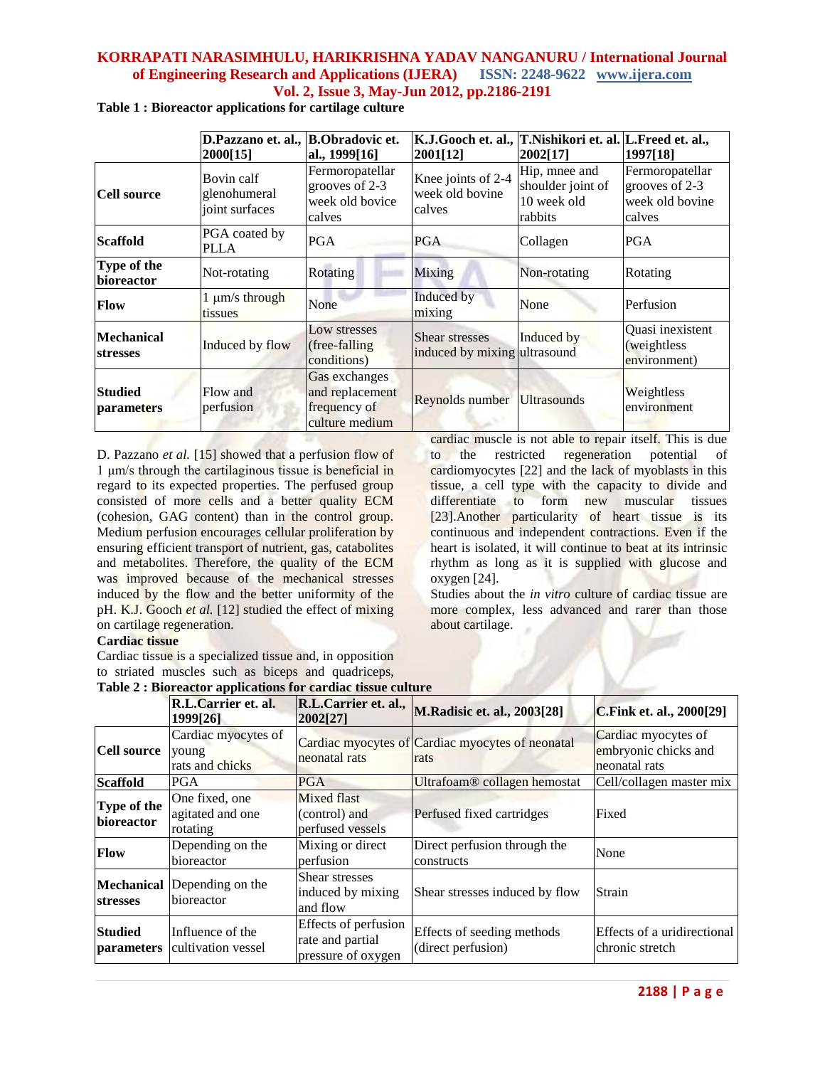**Table 1 : Bioreactor applications for cartilage culture**

| | D.Pazzano et. al., 2000[15] | B.Obradovic et. al., 1999[16] | K.J.Gooch et. al., 2001[12] | T.Nishikori et. al. 2002[17] | L.Freed et. al., 1997[18] |
|---|---|---|---|---|---|
| **Cell source** | Bovin calf glenohumeral joint surfaces | Fermoropatellar grooves of 2-3 week old bovine calves | Knee joints of 2-4 week old bovine calves | Hip, mnee and shoulder joint of 10 week old rabbits | Fermoropatellar grooves of 2-3 week old bovine calves |
| **Scaffold** | PGA coated by PLLA | PGA | PGA | Collagen | PGA |
| **Type of the bioreactor** | Not-rotating | Rotating | Mixing | Non-rotating | Rotating |
| **Flow** | 1 µm/s through tissues | None | Induced by mixing | None | Perfusion |
| **Mechanical stresses** | Induced by flow | Low stresses (free-falling conditions) | Shear stresses induced by mixing | Induced by ultrasound | Quasi inexistent (weightless environment) |
| **Studied parameters** | Flow and perfusion | Gas exchanges and replacement frequency of culture medium | Reynolds number | Ultrasounds | Weightless environment |

D. Pazzano *et al.* [15] showed that a perfusion flow of 1 µm/s through the cartilaginous tissue is beneficial in regard to its expected properties. The perfused group consisted of more cells and a better quality ECM (cohesion, GAG content) than in the control group. Medium perfusion encourages cellular proliferation by ensuring efficient transport of nutrient, gas, catabolites and metabolites. Therefore, the quality of the ECM was improved because of the mechanical stresses induced by the flow and the better uniformity of the pH. K.J. Gooch *et al.* [12] studied the effect of mixing on cartilage regeneration.

**Cardiac tissue**

Cardiac tissue is a specialized tissue and, in opposition to striated muscles such as biceps and quadriceps, cardiac muscle is not able to repair itself. This is due to the restricted regeneration potential of cardiomyocytes [22] and the lack of myoblasts in this tissue, a cell type with the capacity to divide and differentiate to form new muscular tissues [23].Another particularity of heart tissue is its continuous and independent contractions. Even if the heart is isolated, it will continue to beat at its intrinsic rhythm as long as it is supplied with glucose and oxygen [24].

Studies about the *in vitro* culture of cardiac tissue are more complex, less advanced and rarer than those about cartilage.

**Table 2 : Bioreactor applications for cardiac tissue culture**

| | R.L.Carrier et. al. 1999[26] | R.L.Carrier et. al., 2002[27] | M.Radisic et. al., 2003[28] | C.Fink et. al., 2000[29] |
|---|---|---|---|---|
| **Cell source** | Cardiac myocytes of young rats and chicks | Cardiac myocytes of neonatal rats | Cardiac myocytes of neonatal rats | Cardiac myocytes of embryonic chicks and neonatal rats |
| **Scaffold** | PGA | PGA | Ultrafoam® collagen hemostat | Cell/collagen master mix |
| **Type of the bioreactor** | One fixed, one agitated and one rotating | Mixed flast (control) and perfused vessels | Perfused fixed cartridges | Fixed |
| **Flow** | Depending on the bioreactor | Mixing or direct perfusion | Direct perfusion through the constructs | None |
| **Mechanical stresses** | Depending on the bioreactor | Shear stresses induced by mixing and flow | Shear stresses induced by flow | Strain |
| **Studied parameters** | Influence of the cultivation vessel | Effects of perfusion rate and partial pressure of oxygen | Effects of seeding methods (direct perfusion) | Effects of a uridirectional chronic stretch |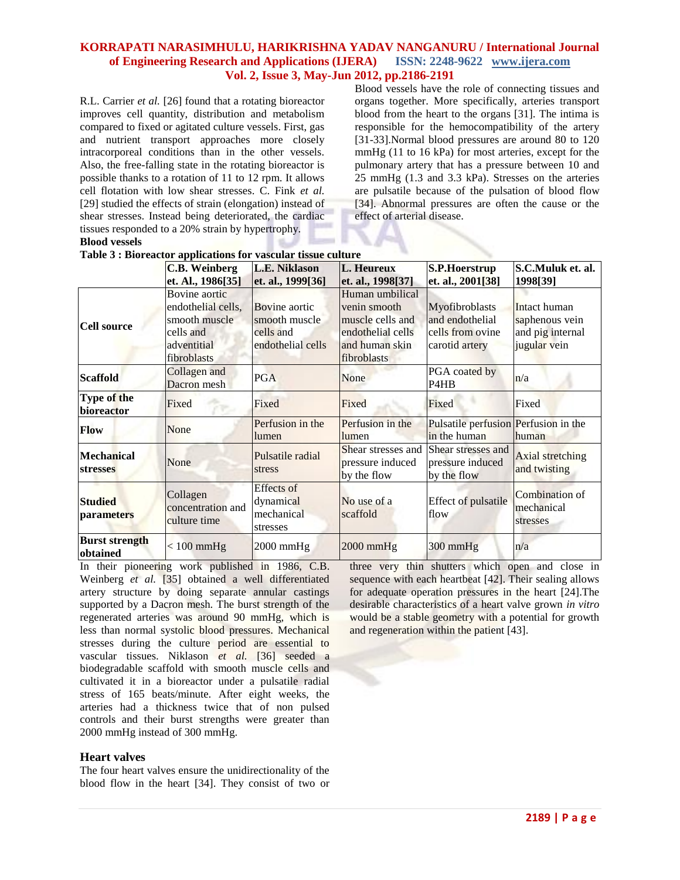R.L. Carrier *et al.* [26] found that a rotating bioreactor improves cell quantity, distribution and metabolism compared to fixed or agitated culture vessels. First, gas and nutrient transport approaches more closely intracorporeal conditions than in the other vessels. Also, the free-falling state in the rotating bioreactor is possible thanks to a rotation of 11 to 12 rpm. It allows cell flotation with low shear stresses. C. Fink *et al.* [29] studied the effects of strain (elongation) instead of shear stresses. Instead being deteriorated, the cardiac tissues responded to a 20% strain by hypertrophy.

**Blood vessels**

Blood vessels have the role of connecting tissues and organs together. More specifically, arteries transport blood from the heart to the organs [31]. The intima is responsible for the hemocompatibility of the artery [31-33].Normal blood pressures are around 80 to 120 mmHg (11 to 16 kPa) for most arteries, except for the pulmonary artery that has a pressure between 10 and 25 mmHg (1.3 and 3.3 kPa). Stresses on the arteries are pulsatile because of the pulsation of blood flow [34]. Abnormal pressures are often the cause or the effect of arterial disease.

**Table 3 : Bioreactor applications for vascular tissue culture**

| | **C.B. Weinberg et. Al., 1986[35]** | **L.E. Niklason et. al., 1999[36]** | **L. Heureux et. al., 1998[37]** | **S.P.Hoerstrup et. al., 2001[38]** | **S.C.Muluk et. al. 1998[39]** |
|---|---|---|---|---|---|
| **Cell source** | Bovine aortic endothelial cells, smooth muscle cells and adventitial fibroblasts | Bovine aortic smooth muscle cells and endothelial cells | Human umbilical venin smooth muscle cells and endothelial cells and human skin fibroblasts | Myofibroblasts and endothelial cells from ovine carotid artery | Intact human saphenous vein and pig internal jugular vein |
| **Scaffold** | Collagen and Dacron mesh | PGA | None | PGA coated by P4HB | n/a |
| **Type of the bioreactor** | Fixed | Fixed | Fixed | Fixed | Fixed |
| **Flow** | None | Perfusion in the lumen | Perfusion in the lumen | Pulsatile perfusion in the human | Perfusion in the human |
| **Mechanical stresses** | None | Pulsatile radial stress | Shear stresses and pressure induced by the flow | Shear stresses and pressure induced by the flow | Axial stretching and twisting |
| **Studied parameters** | Collagen concentration and culture time | Effects of dynamical mechanical stresses | No use of a scaffold | Effect of pulsatile flow | Combination of mechanical stresses |
| **Burst strength obtained** | < 100 mmHg | 2000 mmHg | 2000 mmHg | 300 mmHg | n/a |

In their pioneering work published in 1986, C.B. Weinberg *et al.* [35] obtained a well differentiated artery structure by doing separate annular castings supported by a Dacron mesh. The burst strength of the regenerated arteries was around 90 mmHg, which is less than normal systolic blood pressures. Mechanical stresses during the culture period are essential to vascular tissues. Niklason *et al.* [36] seeded a biodegradable scaffold with smooth muscle cells and cultivated it in a bioreactor under a pulsatile radial stress of 165 beats/minute. After eight weeks, the arteries had a thickness twice that of non pulsed controls and their burst strengths were greater than 2000 mmHg instead of 300 mmHg.

### Heart valves

The four heart valves ensure the unidirectionality of the blood flow in the heart [34]. They consist of two or three very thin shutters which open and close in sequence with each heartbeat [42]. Their sealing allows for adequate operation pressures in the heart [24].The desirable characteristics of a heart valve grown *in vitro* would be a stable geometry with a potential for growth and regeneration within the patient [43].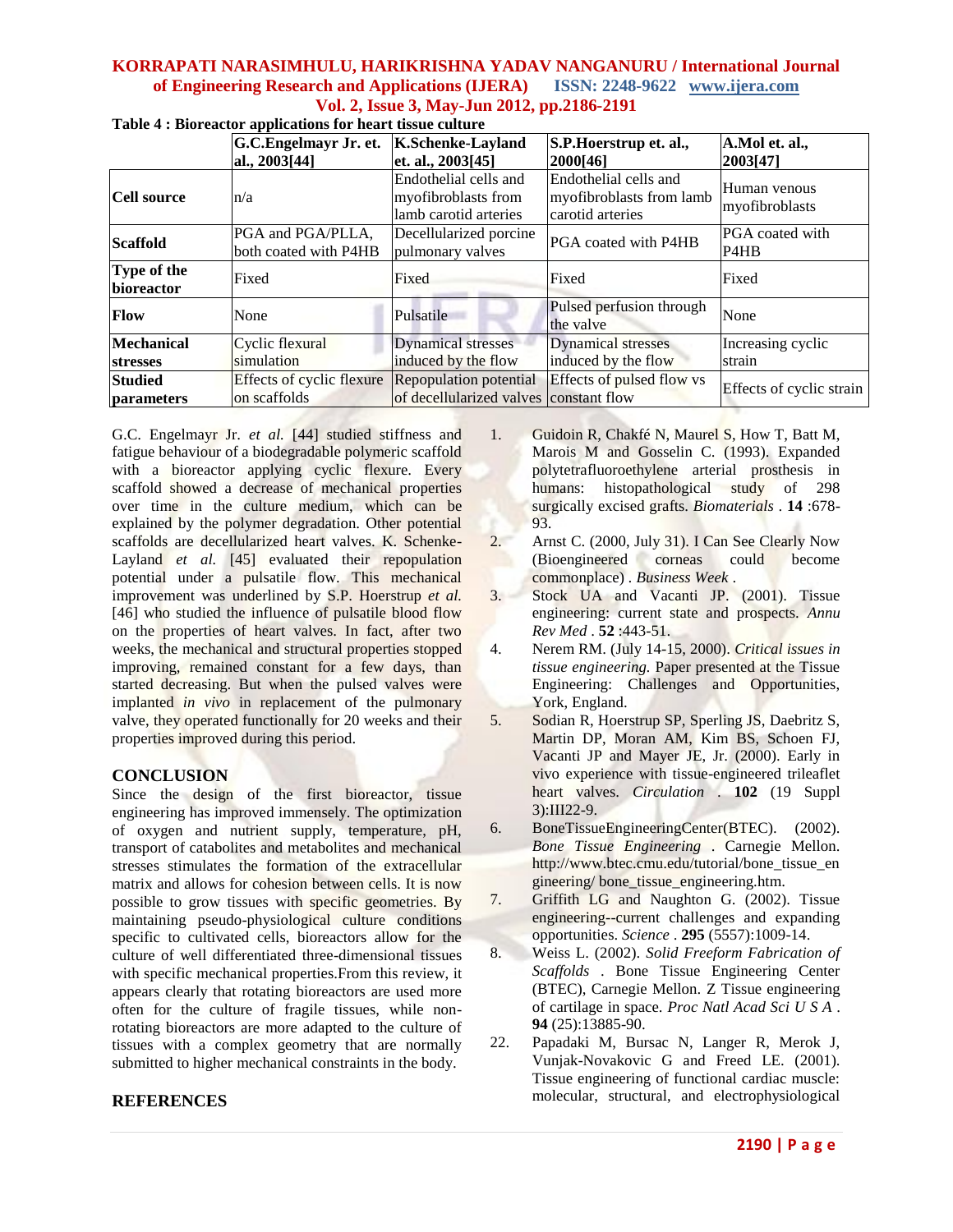**Table 4 : Bioreactor applications for heart tissue culture**

| | G.C.Engelmayr Jr. et. al., 2003[44] | K.Schenke-Layland et. al., 2003[45] | S.P.Hoerstrup et. al., 2000[46] | A.Mol et. al., 2003[47] |
|---|---|---|---|---|
| **Cell source** | n/a | Endothelial cells and myofibroblasts from lamb carotid arteries | Endothelial cells and myofibroblasts from lamb carotid arteries | Human venous myofibroblasts |
| **Scaffold** | PGA and PGA/PLLA, both coated with P4HB | Decellularized porcine pulmonary valves | PGA coated with P4HB | PGA coated with P4HB |
| **Type of the bioreactor** | Fixed | Fixed | Fixed | Fixed |
| **Flow** | None | Pulsatile | Pulsed perfusion through the valve | None |
| **Mechanical stresses** | Cyclic flexural simulation | Dynamical stresses induced by the flow | Dynamical stresses induced by the flow | Increasing cyclic strain |
| **Studied parameters** | Effects of cyclic flexure on scaffolds | Repopulation potential of decellularized valves | Effects of pulsed flow vs constant flow | Effects of cyclic strain |

G.C. Engelmayr Jr. *et al.* [44] studied stiffness and fatigue behaviour of a biodegradable polymeric scaffold with a bioreactor applying cyclic flexure. Every scaffold showed a decrease of mechanical properties over time in the culture medium, which can be explained by the polymer degradation. Other potential scaffolds are decellularized heart valves. K. Schenke-Layland *et al.* [45] evaluated their repopulation potential under a pulsatile flow. This mechanical improvement was underlined by S.P. Hoerstrup *et al.* [46] who studied the influence of pulsatile blood flow on the properties of heart valves. In fact, after two weeks, the mechanical and structural properties stopped improving, remained constant for a few days, than started decreasing. But when the pulsed valves were implanted *in vivo* in replacement of the pulmonary valve, they operated functionally for 20 weeks and their properties improved during this period.

## CONCLUSION

Since the design of the first bioreactor, tissue engineering has improved immensely. The optimization of oxygen and nutrient supply, temperature, pH, transport of catabolites and metabolites and mechanical stresses stimulates the formation of the extracellular matrix and allows for cohesion between cells. It is now possible to grow tissues with specific geometries. By maintaining pseudo-physiological culture conditions specific to cultivated cells, bioreactors allow for the culture of well differentiated three-dimensional tissues with specific mechanical properties.From this review, it appears clearly that rotating bioreactors are used more often for the culture of fragile tissues, while non-rotating bioreactors are more adapted to the culture of tissues with a complex geometry that are normally submitted to higher mechanical constraints in the body.

## REFERENCES

1. Guidoin R, Chakfé N, Maurel S, How T, Batt M, Marois M and Gosselin C. (1993). Expanded polytetrafluoroethylene arterial prosthesis in humans: histopathological study of 298 surgically excised grafts. *Biomaterials* . **14** :678-93.
2. Arnst C. (2000, July 31). I Can See Clearly Now (Bioengineered corneas could become commonplace) . *Business Week* .
3. Stock UA and Vacanti JP. (2001). Tissue engineering: current state and prospects. *Annu Rev Med* . **52** :443-51.
4. Nerem RM. (July 14-15, 2000). *Critical issues in tissue engineering.* Paper presented at the Tissue Engineering: Challenges and Opportunities, York, England.
5. Sodian R, Hoerstrup SP, Sperling JS, Daebritz S, Martin DP, Moran AM, Kim BS, Schoen FJ, Vacanti JP and Mayer JE, Jr. (2000). Early in vivo experience with tissue-engineered trileaflet heart valves. *Circulation* . **102** (19 Suppl 3):III22-9.
6. BoneTissueEngineeringCenter(BTEC). (2002). *Bone Tissue Engineering* . Carnegie Mellon. http://www.btec.cmu.edu/tutorial/bone_tissue_engineering/ bone_tissue_engineering.htm.
7. Griffith LG and Naughton G. (2002). Tissue engineering--current challenges and expanding opportunities. *Science* . **295** (5557):1009-14.
8. Weiss L. (2002). *Solid Freeform Fabrication of Scaffolds* . Bone Tissue Engineering Center (BTEC), Carnegie Mellon. Z Tissue engineering of cartilage in space. *Proc Natl Acad Sci U S A* . **94** (25):13885-90.

22. Papadaki M, Bursac N, Langer R, Merok J, Vunjak-Novakovic G and Freed LE. (2001). Tissue engineering of functional cardiac muscle: molecular, structural, and electrophysiological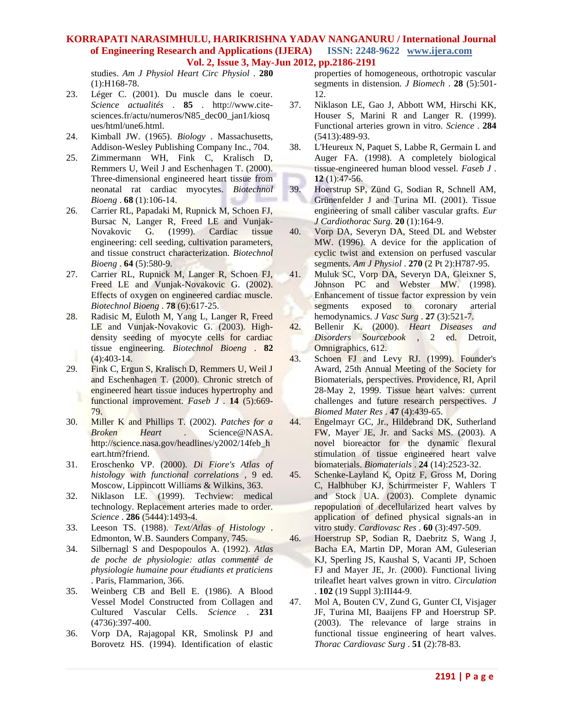studies. *Am J Physiol Heart Circ Physiol* . **280** (1):H168-78.

23. Léger C. (2001). Du muscle dans le coeur. *Science actualités* . **85** . http://www.cite-sciences.fr/actu/numeros/N85_dec00_jan1/kiosques/html/une6.html.
24. Kimball JW. (1965). *Biology* . Massachusetts, Addison-Wesley Publishing Company Inc., 704.
25. Zimmermann WH, Fink C, Kralisch D, Remmers U, Weil J and Eschenhagen T. (2000). Three-dimensional engineered heart tissue from neonatal rat cardiac myocytes. *Biotechnol Bioeng* . **68** (1):106-14.
26. Carrier RL, Papadaki M, Rupnick M, Schoen FJ, Bursac N, Langer R, Freed LE and Vunjak-Novakovic G. (1999). Cardiac tissue engineering: cell seeding, cultivation parameters, and tissue construct characterization. *Biotechnol Bioeng* . **64** (5):580-9.
27. Carrier RL, Rupnick M, Langer R, Schoen FJ, Freed LE and Vunjak-Novakovic G. (2002). Effects of oxygen on engineered cardiac muscle. *Biotechnol Bioeng* . **78** (6):617-25.
28. Radisic M, Euloth M, Yang L, Langer R, Freed LE and Vunjak-Novakovic G. (2003). High-density seeding of myocyte cells for cardiac tissue engineering. *Biotechnol Bioeng* . **82** (4):403-14.
29. Fink C, Ergun S, Kralisch D, Remmers U, Weil J and Eschenhagen T. (2000). Chronic stretch of engineered heart tissue induces hypertrophy and functional improvement. *Faseb J* . **14** (5):669-79.
30. Miller K and Phillips T. (2002). *Patches for a Broken Heart* . Science@NASA. http://science.nasa.gov/headlines/y2002/14feb_heart.htm?friend.
31. Eroschenko VP. (2000). *Di Fiore's Atlas of histology with functional correlations* , 9 ed. Moscow, Lippincott Williams & Wilkins, 363.
32. Niklason LE. (1999). Techview: medical technology. Replacement arteries made to order. *Science* . **286** (5444):1493-4.
33. Leeson TS. (1988). *Text/Atlas of Histology* . Edmonton, W.B. Saunders Company, 745.
34. Silbernagl S and Despopoulos A. (1992). *Atlas de poche de physiologie: atlas commenté de physiologie humaine pour étudiants et praticiens* . Paris, Flammarion, 366.
35. Weinberg CB and Bell E. (1986). A Blood Vessel Model Constructed from Collagen and Cultured Vascular Cells. *Science* . **231** (4736):397-400.
36. Vorp DA, Rajagopal KR, Smolinsk PJ and Borovetz HS. (1994). Identification of elastic properties of homogeneous, orthotropic vascular segments in distension. *J Biomech* . **28** (5):501-12.
37. Niklason LE, Gao J, Abbott WM, Hirschi KK, Houser S, Marini R and Langer R. (1999). Functional arteries grown in vitro. *Science* . **284** (5413):489-93.
38. L'Heureux N, Paquet S, Labbe R, Germain L and Auger FA. (1998). A completely biological tissue-engineered human blood vessel. *Faseb J* . **12** (1):47-56.
39. Hoerstrup SP, Zünd G, Sodian R, Schnell AM, Grünenfelder J and Turina MI. (2001). Tissue engineering of small caliber vascular grafts. *Eur J Cardiothorac Surg.* **20** (1):164-9.
40. Vorp DA, Severyn DA, Steed DL and Webster MW. (1996). A device for the application of cyclic twist and extension on perfused vascular segments. *Am J Physiol* . **270** (2 Pt 2):H787-95.
41. Muluk SC, Vorp DA, Severyn DA, Gleixner S, Johnson PC and Webster MW. (1998). Enhancement of tissue factor expression by vein segments exposed to coronary arterial hemodynamics. *J Vasc Surg* . **27** (3):521-7.
42. Bellenir K. (2000). *Heart Diseases and Disorders Sourcebook* , 2 ed. Detroit, Omnigraphics, 612.
43. Schoen FJ and Levy RJ. (1999). Founder's Award, 25th Annual Meeting of the Society for Biomaterials, perspectives. Providence, RI, April 28-May 2, 1999. Tissue heart valves: current challenges and future research perspectives. *J Biomed Mater Res* . **47** (4):439-65.
44. Engelmayr GC, Jr., Hildebrand DK, Sutherland FW, Mayer JE, Jr. and Sacks MS. (2003). A novel bioreactor for the dynamic flexural stimulation of tissue engineered heart valve biomaterials. *Biomaterials* . **24** (14):2523-32.
45. Schenke-Layland K, Opitz F, Gross M, Doring C, Halbhuber KJ, Schirrmeister F, Wahlers T and Stock UA. (2003). Complete dynamic repopulation of decellularized heart valves by application of defined physical signals-an in vitro study. *Cardiovasc Res* . **60** (3):497-509.
46. Hoerstrup SP, Sodian R, Daebritz S, Wang J, Bacha EA, Martin DP, Moran AM, Guleserian KJ, Sperling JS, Kaushal S, Vacanti JP, Schoen FJ and Mayer JE, Jr. (2000). Functional living trileaflet heart valves grown in vitro. *Circulation* . **102** (19 Suppl 3):III44-9.
47. Mol A, Bouten CV, Zund G, Gunter CI, Visjager JF, Turina MI, Baaijens FP and Hoerstrup SP. (2003). The relevance of large strains in functional tissue engineering of heart valves. *Thorac Cardiovasc Surg* . **51** (2):78-83.